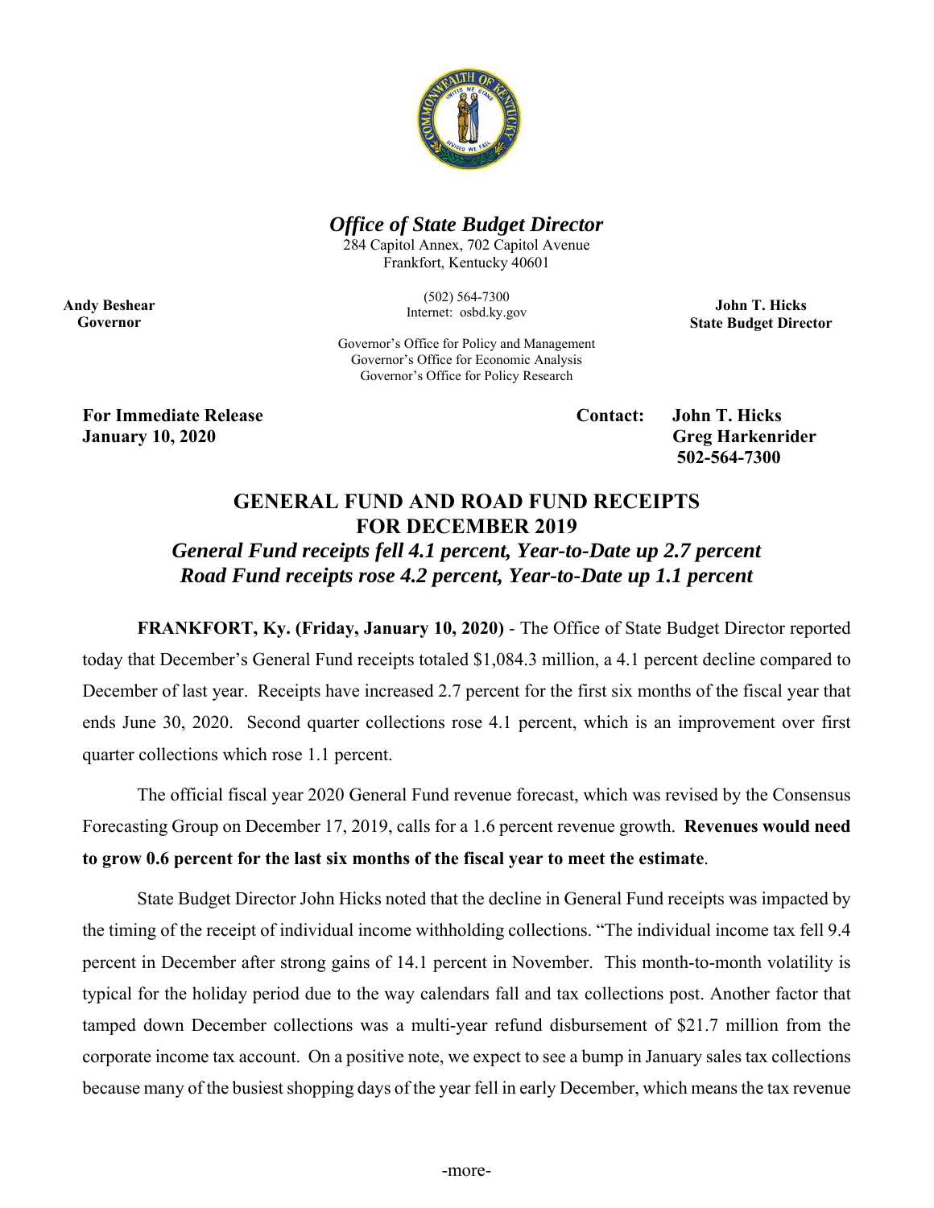## *Office of State Budget Director*

284 Capitol Annex, 702 Capitol Avenue
Frankfort, Kentucky 40601

(502) 564-7300
Internet: osbd.ky.gov

Governor's Office for Policy and Management
Governor's Office for Economic Analysis
Governor's Office for Policy Research

**Andy Beshear**
**Governor**

**John T. Hicks**
**State Budget Director**

**For Immediate Release**
**January 10, 2020**

**Contact: John T. Hicks**
**Greg Harkenrider**
**502-564-7300**

# GENERAL FUND AND ROAD FUND RECEIPTS FOR DECEMBER 2019

### *General Fund receipts fell 4.1 percent, Year-to-Date up 2.7 percent*
### *Road Fund receipts rose 4.2 percent, Year-to-Date up 1.1 percent*

**FRANKFORT, Ky. (Friday, January 10, 2020)** - The Office of State Budget Director reported today that December's General Fund receipts totaled $1,084.3 million, a 4.1 percent decline compared to December of last year. Receipts have increased 2.7 percent for the first six months of the fiscal year that ends June 30, 2020. Second quarter collections rose 4.1 percent, which is an improvement over first quarter collections which rose 1.1 percent.

The official fiscal year 2020 General Fund revenue forecast, which was revised by the Consensus Forecasting Group on December 17, 2019, calls for a 1.6 percent revenue growth. **Revenues would need to grow 0.6 percent for the last six months of the fiscal year to meet the estimate**.

State Budget Director John Hicks noted that the decline in General Fund receipts was impacted by the timing of the receipt of individual income withholding collections. "The individual income tax fell 9.4 percent in December after strong gains of 14.1 percent in November. This month-to-month volatility is typical for the holiday period due to the way calendars fall and tax collections post. Another factor that tamped down December collections was a multi-year refund disbursement of $21.7 million from the corporate income tax account. On a positive note, we expect to see a bump in January sales tax collections because many of the busiest shopping days of the year fell in early December, which means the tax revenue

-more-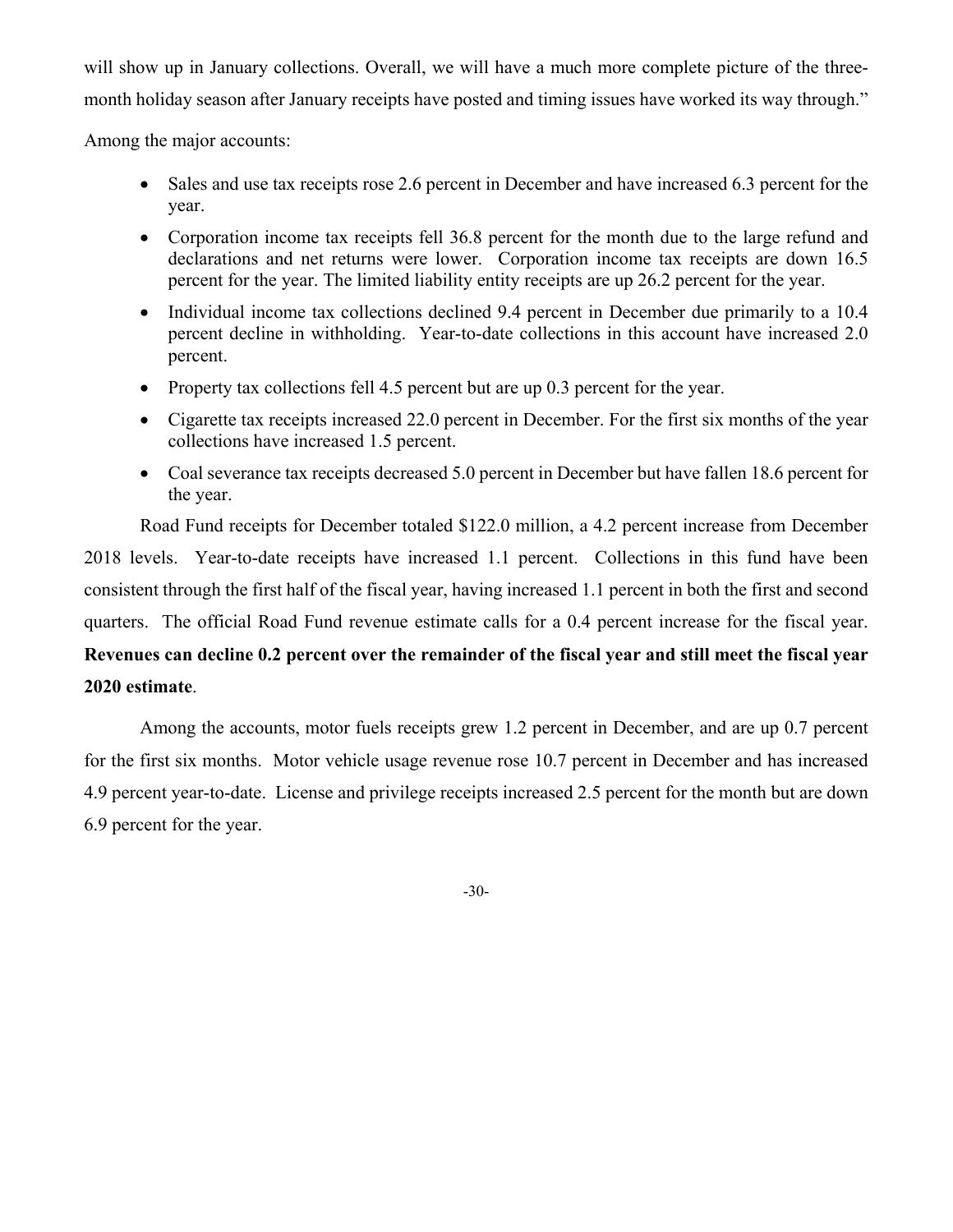will show up in January collections. Overall, we will have a much more complete picture of the three-month holiday season after January receipts have posted and timing issues have worked its way through."

Among the major accounts:

- Sales and use tax receipts rose 2.6 percent in December and have increased 6.3 percent for the year.
- Corporation income tax receipts fell 36.8 percent for the month due to the large refund and declarations and net returns were lower. Corporation income tax receipts are down 16.5 percent for the year. The limited liability entity receipts are up 26.2 percent for the year.
- Individual income tax collections declined 9.4 percent in December due primarily to a 10.4 percent decline in withholding. Year-to-date collections in this account have increased 2.0 percent.
- Property tax collections fell 4.5 percent but are up 0.3 percent for the year.
- Cigarette tax receipts increased 22.0 percent in December. For the first six months of the year collections have increased 1.5 percent.
- Coal severance tax receipts decreased 5.0 percent in December but have fallen 18.6 percent for the year.

Road Fund receipts for December totaled $122.0 million, a 4.2 percent increase from December 2018 levels. Year-to-date receipts have increased 1.1 percent. Collections in this fund have been consistent through the first half of the fiscal year, having increased 1.1 percent in both the first and second quarters. The official Road Fund revenue estimate calls for a 0.4 percent increase for the fiscal year. **Revenues can decline 0.2 percent over the remainder of the fiscal year and still meet the fiscal year 2020 estimate**.

Among the accounts, motor fuels receipts grew 1.2 percent in December, and are up 0.7 percent for the first six months. Motor vehicle usage revenue rose 10.7 percent in December and has increased 4.9 percent year-to-date. License and privilege receipts increased 2.5 percent for the month but are down 6.9 percent for the year.

-30-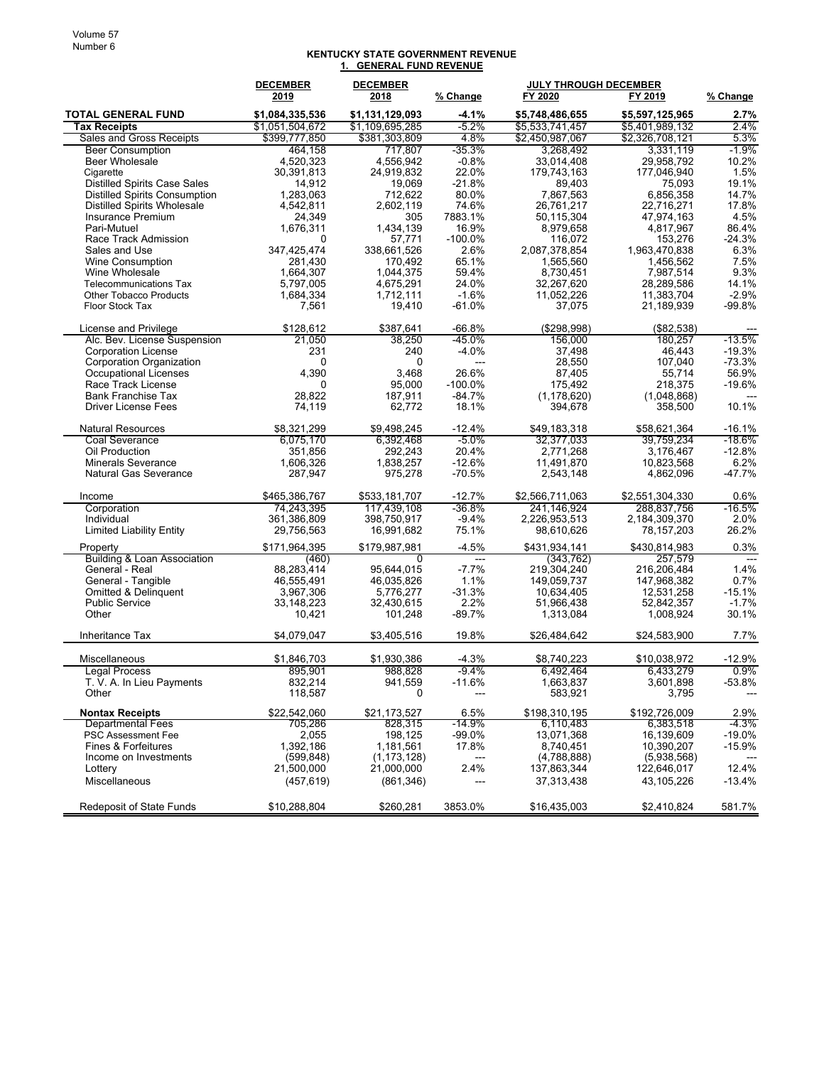# KENTUCKY STATE GOVERNMENT REVENUE

## 1. GENERAL FUND REVENUE

| | DECEMBER 2019 | DECEMBER 2018 | % Change | JULY THROUGH DECEMBER FY 2020 | FY 2019 | % Change |
|---|---|---|---|---|---|---|
| **TOTAL GENERAL FUND** | **$1,084,335,536** | **$1,131,129,093** | **-4.1%** | **$5,748,486,655** | **$5,597,125,965** | **2.7%** |
| **Tax Receipts** | $1,051,504,672 | $1,109,695,285 | -5.2% | $5,533,741,457 | $5,401,989,132 | 2.4% |
| Sales and Gross Receipts | $399,777,850 | $381,303,809 | 4.8% | $2,450,987,067 | $2,326,708,121 | 5.3% |
| Beer Consumption | 464,158 | 717,807 | -35.3% | 3,268,492 | 3,331,119 | -1.9% |
| Beer Wholesale | 4,520,323 | 4,556,942 | -0.8% | 33,014,408 | 29,958,792 | 10.2% |
| Cigarette | 30,391,813 | 24,919,832 | 22.0% | 179,743,163 | 177,046,940 | 1.5% |
| Distilled Spirits Case Sales | 14,912 | 19,069 | -21.8% | 89,403 | 75,093 | 19.1% |
| Distilled Spirits Consumption | 1,283,063 | 712,622 | 80.0% | 7,867,563 | 6,856,358 | 14.7% |
| Distilled Spirits Wholesale | 4,542,811 | 2,602,119 | 74.6% | 26,761,217 | 22,716,271 | 17.8% |
| Insurance Premium | 24,349 | 305 | 7883.1% | 50,115,304 | 47,974,163 | 4.5% |
| Pari-Mutuel | 1,676,311 | 1,434,139 | 16.9% | 8,979,658 | 4,817,967 | 86.4% |
| Race Track Admission | 0 | 57,771 | -100.0% | 116,072 | 153,276 | -24.3% |
| Sales and Use | 347,425,474 | 338,661,526 | 2.6% | 2,087,378,854 | 1,963,470,838 | 6.3% |
| Wine Consumption | 281,430 | 170,492 | 65.1% | 1,565,560 | 1,456,562 | 7.5% |
| Wine Wholesale | 1,664,307 | 1,044,375 | 59.4% | 8,730,451 | 7,987,514 | 9.3% |
| Telecommunications Tax | 5,797,005 | 4,675,291 | 24.0% | 32,267,620 | 28,289,586 | 14.1% |
| Other Tobacco Products | 1,684,334 | 1,712,111 | -1.6% | 11,052,226 | 11,383,704 | -2.9% |
| Floor Stock Tax | 7,561 | 19,410 | -61.0% | 37,075 | 21,189,939 | -99.8% |
| | | | | | | |
| License and Privilege | $128,612 | $387,641 | -66.8% | ($298,998) | ($82,538) | --- |
| Alc. Bev. License Suspension | 21,050 | 38,250 | -45.0% | 156,000 | 180,257 | -13.5% |
| Corporation License | 231 | 240 | -4.0% | 37,498 | 46,443 | -19.3% |
| Corporation Organization | 0 | 0 | --- | 28,550 | 107,040 | -73.3% |
| Occupational Licenses | 4,390 | 3,468 | 26.6% | 87,405 | 55,714 | 56.9% |
| Race Track License | 0 | 95,000 | -100.0% | 175,492 | 218,375 | -19.6% |
| Bank Franchise Tax | 28,822 | 187,911 | -84.7% | (1,178,620) | (1,048,868) | --- |
| Driver License Fees | 74,119 | 62,772 | 18.1% | 394,678 | 358,500 | 10.1% |
| | | | | | | |
| Natural Resources | $8,321,299 | $9,498,245 | -12.4% | $49,183,318 | $58,621,364 | -16.1% |
| Coal Severance | 6,075,170 | 6,392,468 | -5.0% | 32,377,033 | 39,759,234 | -18.6% |
| Oil Production | 351,856 | 292,243 | 20.4% | 2,771,268 | 3,176,467 | -12.8% |
| Minerals Severance | 1,606,326 | 1,838,257 | -12.6% | 11,491,870 | 10,823,568 | 6.2% |
| Natural Gas Severance | 287,947 | 975,278 | -70.5% | 2,543,148 | 4,862,096 | -47.7% |
| | | | | | | |
| Income | $465,386,767 | $533,181,707 | -12.7% | $2,566,711,063 | $2,551,304,330 | 0.6% |
| Corporation | 74,243,395 | 117,439,108 | -36.8% | 241,146,924 | 288,837,756 | -16.5% |
| Individual | 361,386,809 | 398,750,917 | -9.4% | 2,226,953,513 | 2,184,309,370 | 2.0% |
| Limited Liability Entity | 29,756,563 | 16,991,682 | 75.1% | 98,610,626 | 78,157,203 | 26.2% |
| | | | | | | |
| Property | $171,964,395 | $179,987,981 | -4.5% | $431,934,141 | $430,814,983 | 0.3% |
| Building & Loan Association | (460) | 0 | --- | (343,762) | 257,579 | --- |
| General - Real | 88,283,414 | 95,644,015 | -7.7% | 219,304,240 | 216,206,484 | 1.4% |
| General - Tangible | 46,555,491 | 46,035,826 | 1.1% | 149,059,737 | 147,968,382 | 0.7% |
| Omitted & Delinquent | 3,967,306 | 5,776,277 | -31.3% | 10,634,405 | 12,531,258 | -15.1% |
| Public Service | 33,148,223 | 32,430,615 | 2.2% | 51,966,438 | 52,842,357 | -1.7% |
| Other | 10,421 | 101,248 | -89.7% | 1,313,084 | 1,008,924 | 30.1% |
| | | | | | | |
| Inheritance Tax | $4,079,047 | $3,405,516 | 19.8% | $26,484,642 | $24,583,900 | 7.7% |
| | | | | | | |
| Miscellaneous | $1,846,703 | $1,930,386 | -4.3% | $8,740,223 | $10,038,972 | -12.9% |
| Legal Process | 895,901 | 988,828 | -9.4% | 6,492,464 | 6,433,279 | 0.9% |
| T. V. A. In Lieu Payments | 832,214 | 941,559 | -11.6% | 1,663,837 | 3,601,898 | -53.8% |
| Other | 118,587 | 0 | --- | 583,921 | 3,795 | --- |
| | | | | | | |
| **Nontax Receipts** | $22,542,060 | $21,173,527 | 6.5% | $198,310,195 | $192,726,009 | 2.9% |
| Departmental Fees | 705,286 | 828,315 | -14.9% | 6,110,483 | 6,383,518 | -4.3% |
| PSC Assessment Fee | 2,055 | 198,125 | -99.0% | 13,071,368 | 16,139,609 | -19.0% |
| Fines & Forfeitures | 1,392,186 | 1,181,561 | 17.8% | 8,740,451 | 10,390,207 | -15.9% |
| Income on Investments | (599,848) | (1,173,128) | --- | (4,788,888) | (5,938,568) | --- |
| Lottery | 21,500,000 | 21,000,000 | 2.4% | 137,863,344 | 122,646,017 | 12.4% |
| Miscellaneous | (457,619) | (861,346) | --- | 37,313,438 | 43,105,226 | -13.4% |
| | | | | | | |
| Redeposit of State Funds | $10,288,804 | $260,281 | 3853.0% | $16,435,003 | $2,410,824 | 581.7% |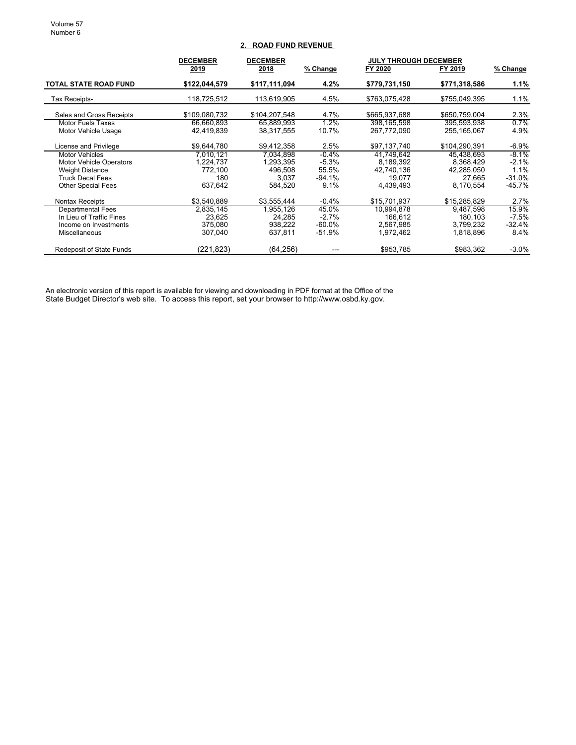## 2. ROAD FUND REVENUE

| | DECEMBER 2019 | DECEMBER 2018 | % Change | JULY THROUGH DECEMBER FY 2020 | FY 2019 | % Change |
|---|---|---|---|---|---|---|
| **TOTAL STATE ROAD FUND** | **$122,044,579** | **$117,111,094** | **4.2%** | **$779,731,150** | **$771,318,586** | **1.1%** |
| Tax Receipts- | 118,725,512 | 113,619,905 | 4.5% | $763,075,428 | $755,049,395 | 1.1% |
| Sales and Gross Receipts | $109,080,732 | $104,207,548 | 4.7% | $665,937,688 | $650,759,004 | 2.3% |
| Motor Fuels Taxes | 66,660,893 | 65,889,993 | 1.2% | 398,165,598 | 395,593,938 | 0.7% |
| Motor Vehicle Usage | 42,419,839 | 38,317,555 | 10.7% | 267,772,090 | 255,165,067 | 4.9% |
| License and Privilege | $9,644,780 | $9,412,358 | 2.5% | $97,137,740 | $104,290,391 | -6.9% |
| Motor Vehicles | 7,010,121 | 7,034,898 | -0.4% | 41,749,642 | 45,438,693 | -8.1% |
| Motor Vehicle Operators | 1,224,737 | 1,293,395 | -5.3% | 8,189,392 | 8,368,429 | -2.1% |
| Weight Distance | 772,100 | 496,508 | 55.5% | 42,740,136 | 42,285,050 | 1.1% |
| Truck Decal Fees | 180 | 3,037 | -94.1% | 19,077 | 27,665 | -31.0% |
| Other Special Fees | 637,642 | 584,520 | 9.1% | 4,439,493 | 8,170,554 | -45.7% |
| Nontax Receipts | $3,540,889 | $3,555,444 | -0.4% | $15,701,937 | $15,285,829 | 2.7% |
| Departmental Fees | 2,835,145 | 1,955,126 | 45.0% | 10,994,878 | 9,487,598 | 15.9% |
| In Lieu of Traffic Fines | 23,625 | 24,285 | -2.7% | 166,612 | 180,103 | -7.5% |
| Income on Investments | 375,080 | 938,222 | -60.0% | 2,567,985 | 3,799,232 | -32.4% |
| Miscellaneous | 307,040 | 637,811 | -51.9% | 1,972,462 | 1,818,896 | 8.4% |
| Redeposit of State Funds | (221,823) | (64,256) | --- | $953,785 | $983,362 | -3.0% |

An electronic version of this report is available for viewing and downloading in PDF format at the Office of the State Budget Director's web site. To access this report, set your browser to http://www.osbd.ky.gov.